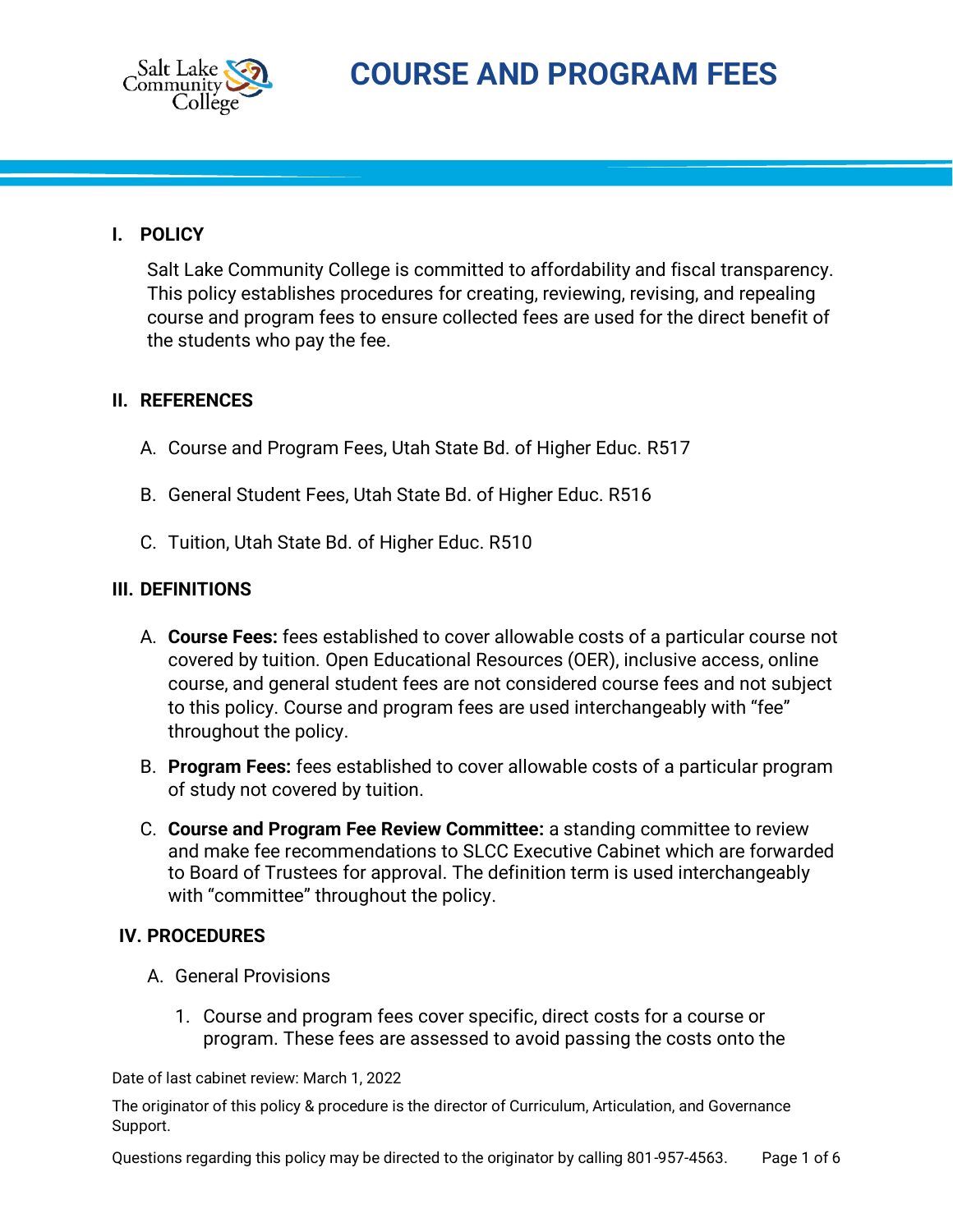# COURSE AND PROGRAM FEES

## I. POLICY

Salt Lake Community College is committed to affordability and fiscal transparency. This policy establishes procedures for creating, reviewing, revising, and repealing course and program fees to ensure collected fees are used for the direct benefit of the students who pay the fee.

## II. REFERENCES

A. Course and Program Fees, Utah State Bd. of Higher Educ. R517

B. General Student Fees, Utah State Bd. of Higher Educ. R516

C. Tuition, Utah State Bd. of Higher Educ. R510

## III. DEFINITIONS

A. **Course Fees:** fees established to cover allowable costs of a particular course not covered by tuition. Open Educational Resources (OER), inclusive access, online course, and general student fees are not considered course fees and not subject to this policy. Course and program fees are used interchangeably with “fee” throughout the policy.

B. **Program Fees:** fees established to cover allowable costs of a particular program of study not covered by tuition.

C. **Course and Program Fee Review Committee:** a standing committee to review and make fee recommendations to SLCC Executive Cabinet which are forwarded to Board of Trustees for approval. The definition term is used interchangeably with “committee” throughout the policy.

## IV. PROCEDURES

A. General Provisions

1. Course and program fees cover specific, direct costs for a course or program. These fees are assessed to avoid passing the costs onto the

Date of last cabinet review: March 1, 2022

The originator of this policy & procedure is the director of Curriculum, Articulation, and Governance Support.

Questions regarding this policy may be directed to the originator by calling 801-957-4563.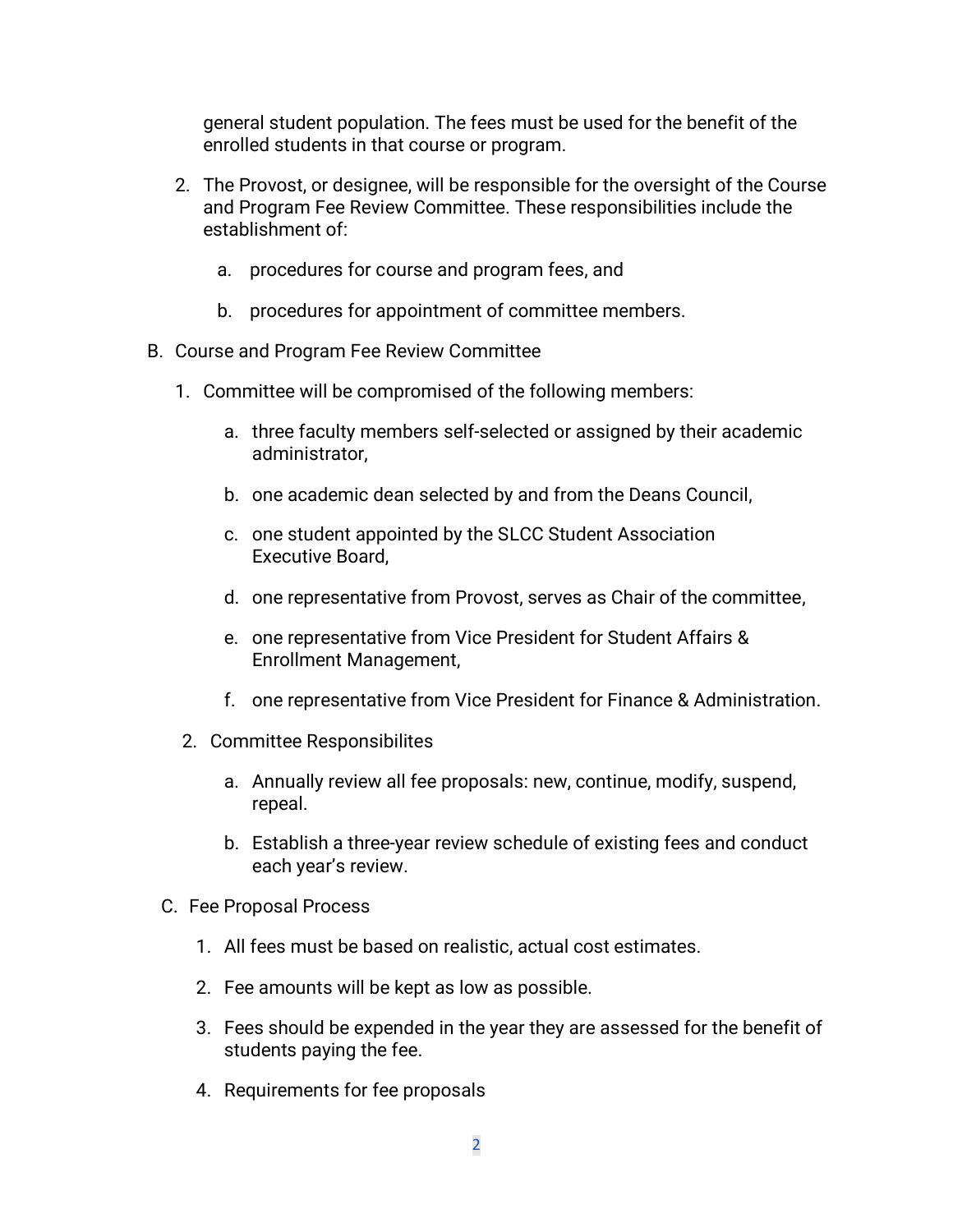general student population. The fees must be used for the benefit of the enrolled students in that course or program.

2. The Provost, or designee, will be responsible for the oversight of the Course and Program Fee Review Committee. These responsibilities include the establishment of:

    a. procedures for course and program fees, and

    b. procedures for appointment of committee members.

B. Course and Program Fee Review Committee

1. Committee will be compromised of the following members:

    a. three faculty members self-selected or assigned by their academic administrator,

    b. one academic dean selected by and from the Deans Council,

    c. one student appointed by the SLCC Student Association Executive Board,

    d. one representative from Provost, serves as Chair of the committee,

    e. one representative from Vice President for Student Affairs & Enrollment Management,

    f. one representative from Vice President for Finance & Administration.

2. Committee Responsibilites

    a. Annually review all fee proposals: new, continue, modify, suspend, repeal.

    b. Establish a three-year review schedule of existing fees and conduct each year's review.

C. Fee Proposal Process

1. All fees must be based on realistic, actual cost estimates.

2. Fee amounts will be kept as low as possible.

3. Fees should be expended in the year they are assessed for the benefit of students paying the fee.

4. Requirements for fee proposals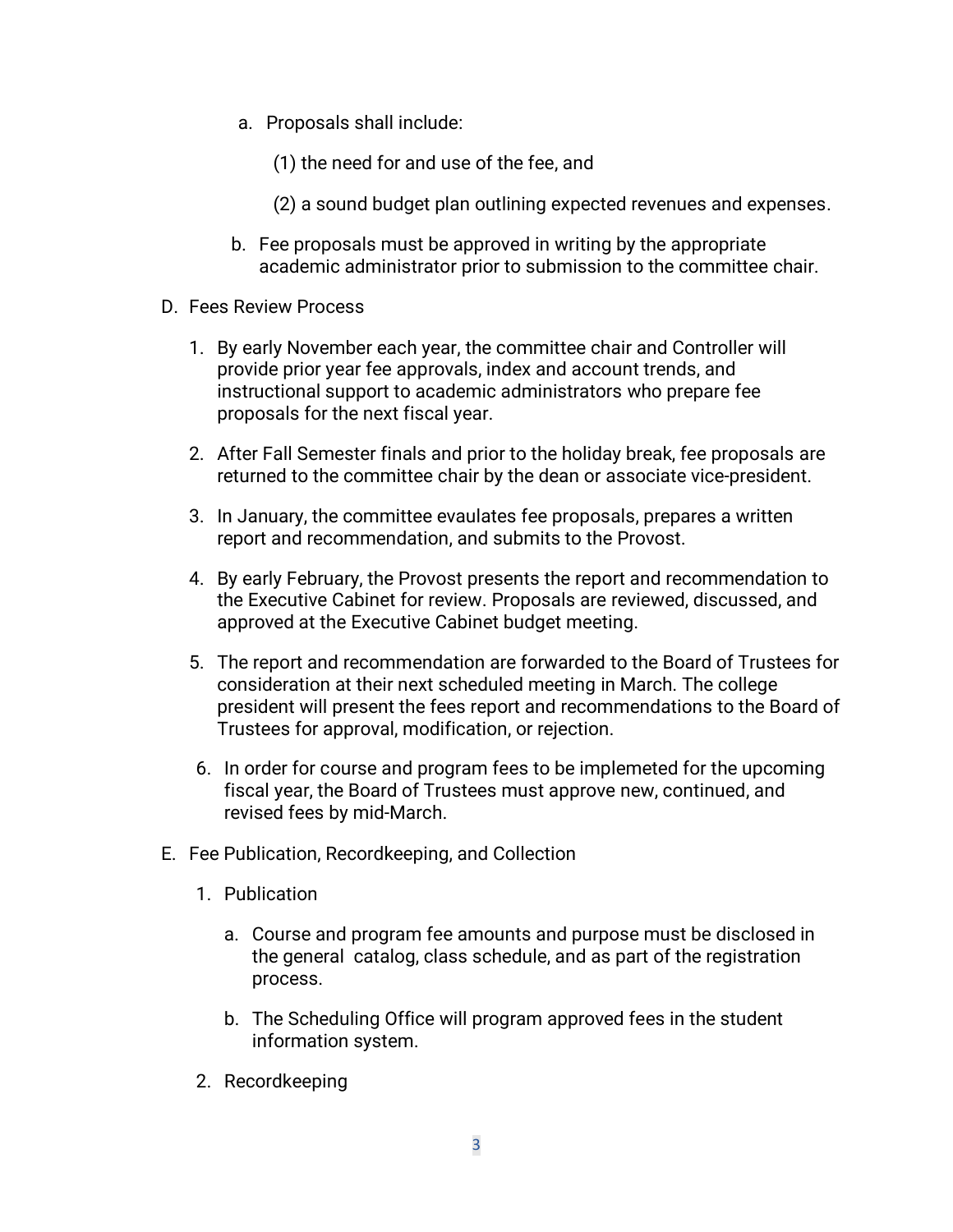a. Proposals shall include:

   (1) the need for and use of the fee, and

   (2) a sound budget plan outlining expected revenues and expenses.

b. Fee proposals must be approved in writing by the appropriate academic administrator prior to submission to the committee chair.

D. Fees Review Process

1. By early November each year, the committee chair and Controller will provide prior year fee approvals, index and account trends, and instructional support to academic administrators who prepare fee proposals for the next fiscal year.

2. After Fall Semester finals and prior to the holiday break, fee proposals are returned to the committee chair by the dean or associate vice-president.

3. In January, the committee evaulates fee proposals, prepares a written report and recommendation, and submits to the Provost.

4. By early February, the Provost presents the report and recommendation to the Executive Cabinet for review. Proposals are reviewed, discussed, and approved at the Executive Cabinet budget meeting.

5. The report and recommendation are forwarded to the Board of Trustees for consideration at their next scheduled meeting in March. The college president will present the fees report and recommendations to the Board of Trustees for approval, modification, or rejection.

6. In order for course and program fees to be implemeted for the upcoming fiscal year, the Board of Trustees must approve new, continued, and revised fees by mid-March.

E. Fee Publication, Recordkeeping, and Collection

1. Publication

   a. Course and program fee amounts and purpose must be disclosed in the general catalog, class schedule, and as part of the registration process.

   b. The Scheduling Office will program approved fees in the student information system.

2. Recordkeeping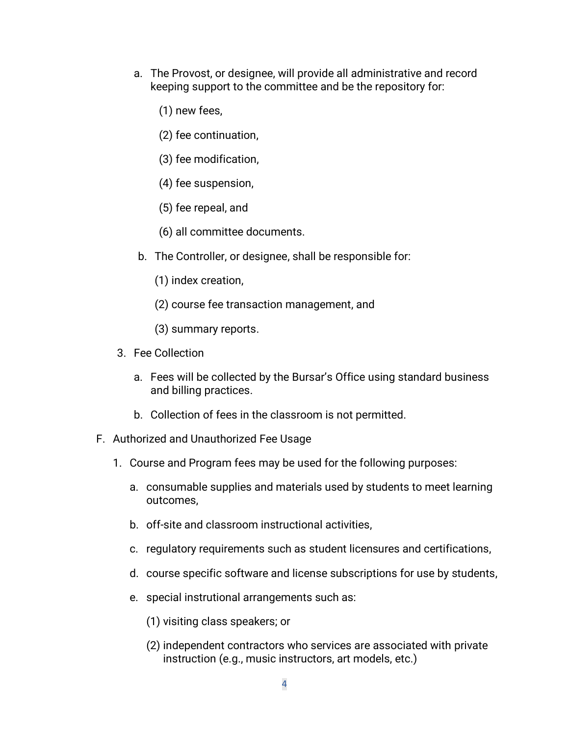a. The Provost, or designee, will provide all administrative and record keeping support to the committee and be the repository for:

   (1) new fees,

   (2) fee continuation,

   (3) fee modification,

   (4) fee suspension,

   (5) fee repeal, and

   (6) all committee documents.

b. The Controller, or designee, shall be responsible for:

   (1) index creation,

   (2) course fee transaction management, and

   (3) summary reports.

3. Fee Collection

   a. Fees will be collected by the Bursar's Office using standard business and billing practices.

   b. Collection of fees in the classroom is not permitted.

F. Authorized and Unauthorized Fee Usage

1. Course and Program fees may be used for the following purposes:

   a. consumable supplies and materials used by students to meet learning outcomes,

   b. off-site and classroom instructional activities,

   c. regulatory requirements such as student licensures and certifications,

   d. course specific software and license subscriptions for use by students,

   e. special instrutional arrangements such as:

      (1) visiting class speakers; or

      (2) independent contractors who services are associated with private instruction (e.g., music instructors, art models, etc.)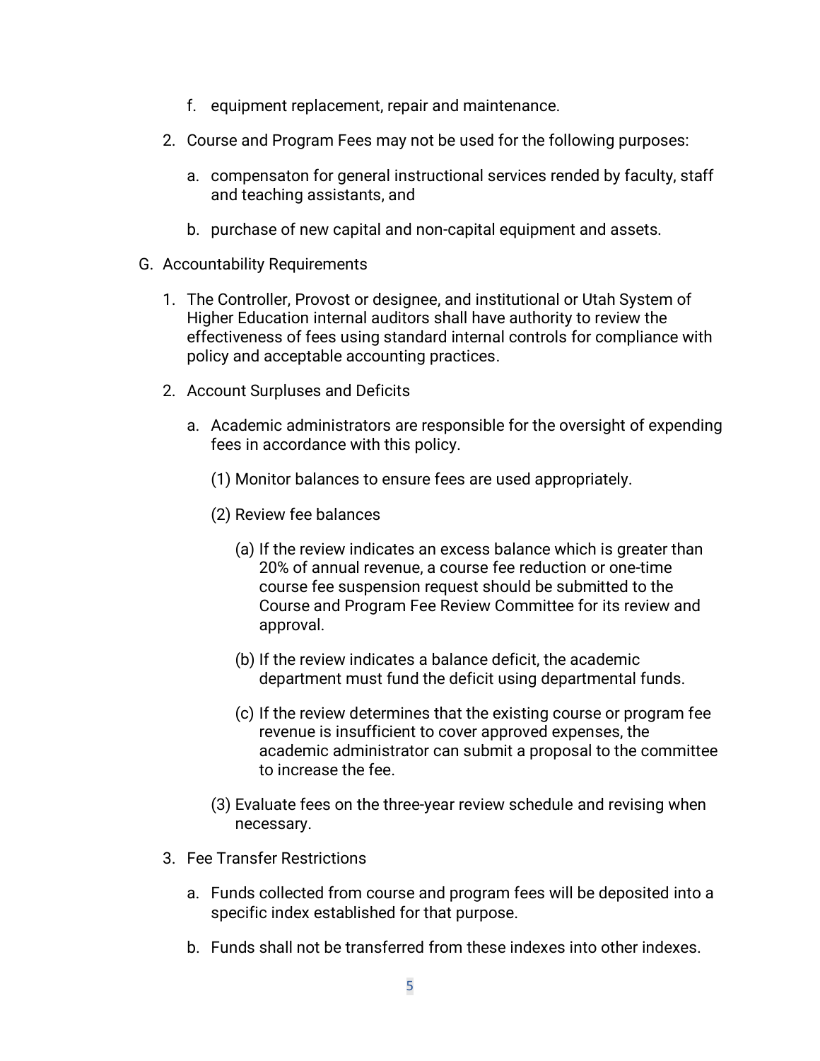f. equipment replacement, repair and maintenance.

2. Course and Program Fees may not be used for the following purposes:

   a. compensaton for general instructional services rended by faculty, staff and teaching assistants, and

   b. purchase of new capital and non-capital equipment and assets.

G. Accountability Requirements

1. The Controller, Provost or designee, and institutional or Utah System of Higher Education internal auditors shall have authority to review the effectiveness of fees using standard internal controls for compliance with policy and acceptable accounting practices.

2. Account Surpluses and Deficits

   a. Academic administrators are responsible for the oversight of expending fees in accordance with this policy.

      (1) Monitor balances to ensure fees are used appropriately.

      (2) Review fee balances

         (a) If the review indicates an excess balance which is greater than 20% of annual revenue, a course fee reduction or one-time course fee suspension request should be submitted to the Course and Program Fee Review Committee for its review and approval.

         (b) If the review indicates a balance deficit, the academic department must fund the deficit using departmental funds.

         (c) If the review determines that the existing course or program fee revenue is insufficient to cover approved expenses, the academic administrator can submit a proposal to the committee to increase the fee.

      (3) Evaluate fees on the three-year review schedule and revising when necessary.

3. Fee Transfer Restrictions

   a. Funds collected from course and program fees will be deposited into a specific index established for that purpose.

   b. Funds shall not be transferred from these indexes into other indexes.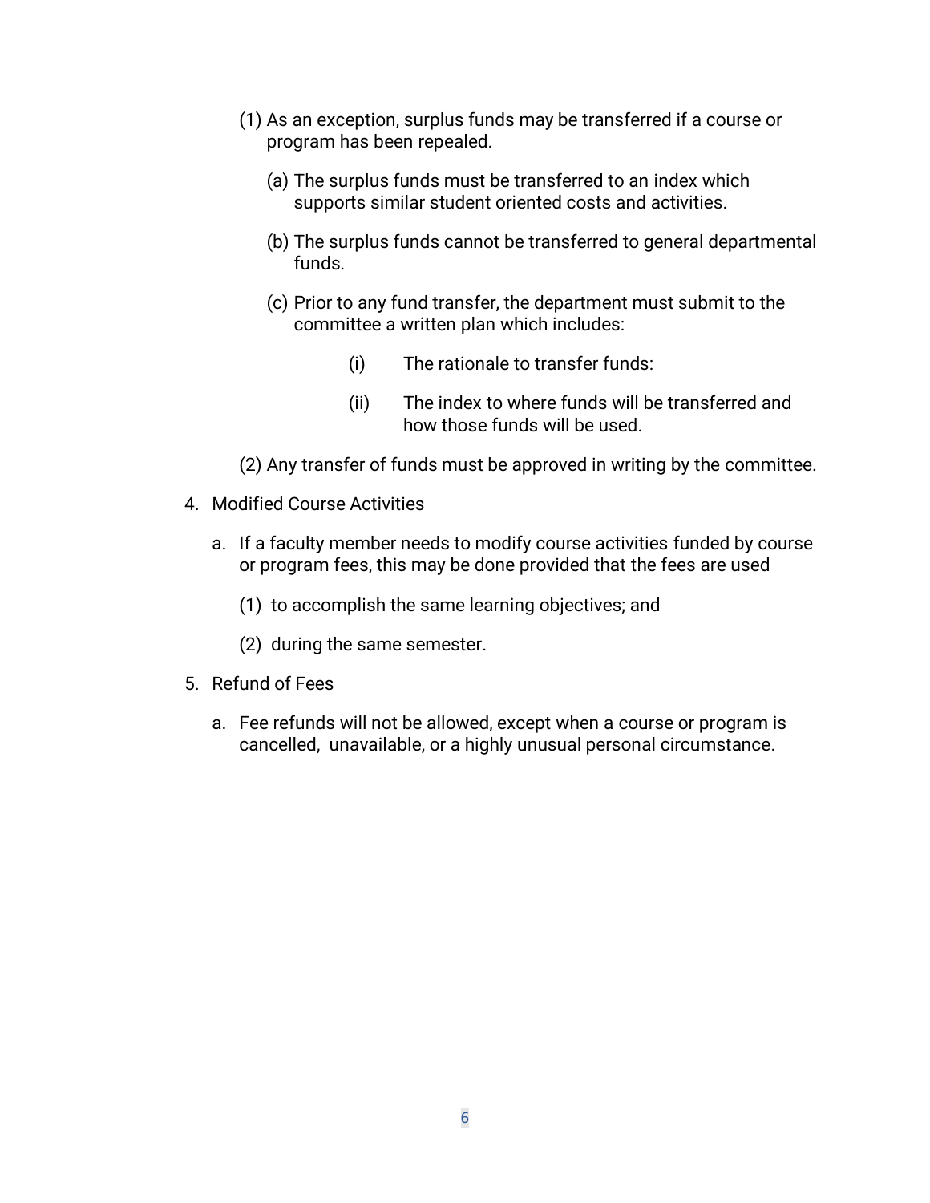(1) As an exception, surplus funds may be transferred if a course or program has been repealed.

(a) The surplus funds must be transferred to an index which supports similar student oriented costs and activities.

(b) The surplus funds cannot be transferred to general departmental funds.

(c) Prior to any fund transfer, the department must submit to the committee a written plan which includes:

(i) The rationale to transfer funds:

(ii) The index to where funds will be transferred and how those funds will be used.

(2) Any transfer of funds must be approved in writing by the committee.

4. Modified Course Activities

   a. If a faculty member needs to modify course activities funded by course or program fees, this may be done provided that the fees are used

   (1) to accomplish the same learning objectives; and

   (2) during the same semester.

5. Refund of Fees

   a. Fee refunds will not be allowed, except when a course or program is cancelled, unavailable, or a highly unusual personal circumstance.